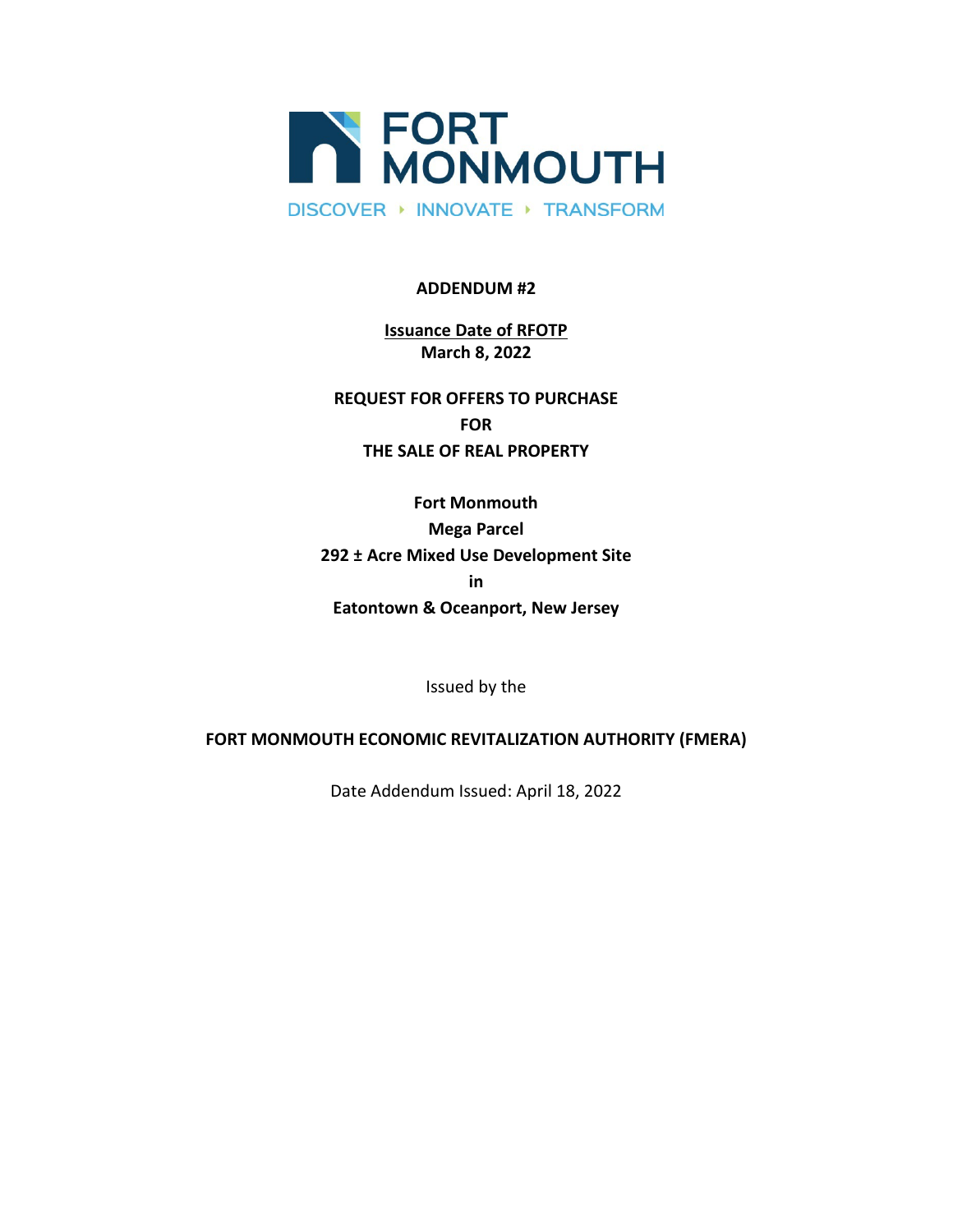FORT MONMOUTH

DISCOVER ‣ INNOVATE ‣ TRANSFORM

**ADDENDUM #2**

**Issuance Date of RFOTP**
**March 8, 2022**

**REQUEST FOR OFFERS TO PURCHASE**
**FOR**
**THE SALE OF REAL PROPERTY**

**Fort Monmouth**
**Mega Parcel**
**292 ± Acre Mixed Use Development Site**
**in**
**Eatontown & Oceanport, New Jersey**

Issued by the

**FORT MONMOUTH ECONOMIC REVITALIZATION AUTHORITY (FMERA)**

Date Addendum Issued: April 18, 2022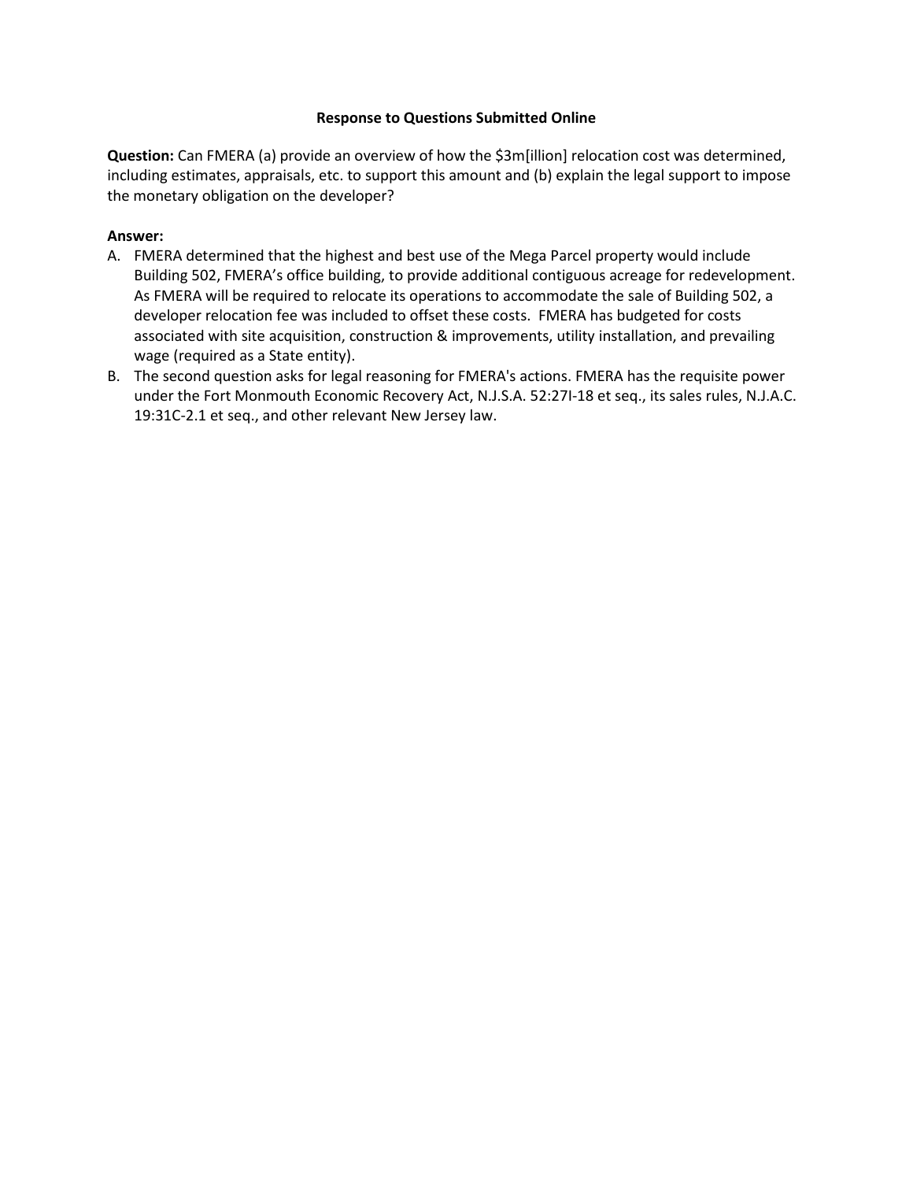**Response to Questions Submitted Online**

**Question:** Can FMERA (a) provide an overview of how the $3m[illion] relocation cost was determined, including estimates, appraisals, etc. to support this amount and (b) explain the legal support to impose the monetary obligation on the developer?

**Answer:**

A. FMERA determined that the highest and best use of the Mega Parcel property would include Building 502, FMERA's office building, to provide additional contiguous acreage for redevelopment. As FMERA will be required to relocate its operations to accommodate the sale of Building 502, a developer relocation fee was included to offset these costs. FMERA has budgeted for costs associated with site acquisition, construction & improvements, utility installation, and prevailing wage (required as a State entity).

B. The second question asks for legal reasoning for FMERA's actions. FMERA has the requisite power under the Fort Monmouth Economic Recovery Act, N.J.S.A. 52:27I-18 et seq., its sales rules, N.J.A.C. 19:31C-2.1 et seq., and other relevant New Jersey law.